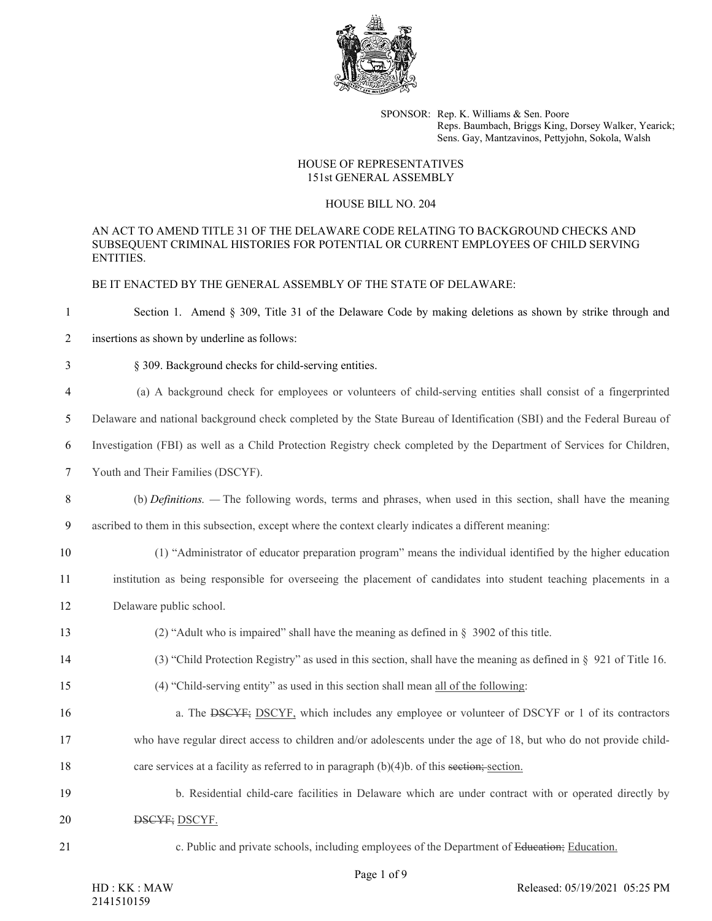SPONSOR: Rep. K. Williams & Sen. Poore
Reps. Baumbach, Briggs King, Dorsey Walker, Yearick;
Sens. Gay, Mantzavinos, Pettyjohn, Sokola, Walsh

HOUSE OF REPRESENTATIVES
151st GENERAL ASSEMBLY

HOUSE BILL NO. 204

AN ACT TO AMEND TITLE 31 OF THE DELAWARE CODE RELATING TO BACKGROUND CHECKS AND SUBSEQUENT CRIMINAL HISTORIES FOR POTENTIAL OR CURRENT EMPLOYEES OF CHILD SERVING ENTITIES.

BE IT ENACTED BY THE GENERAL ASSEMBLY OF THE STATE OF DELAWARE:

1 Section 1. Amend § 309, Title 31 of the Delaware Code by making deletions as shown by strike through and
2 insertions as shown by underline as follows:

3 § 309. Background checks for child-serving entities.

4 (a) A background check for employees or volunteers of child-serving entities shall consist of a fingerprinted
5 Delaware and national background check completed by the State Bureau of Identification (SBI) and the Federal Bureau of
6 Investigation (FBI) as well as a Child Protection Registry check completed by the Department of Services for Children,
7 Youth and Their Families (DSCYF).

8 (b) *Definitions.* — The following words, terms and phrases, when used in this section, shall have the meaning
9 ascribed to them in this subsection, except where the context clearly indicates a different meaning:

10 (1) "Administrator of educator preparation program" means the individual identified by the higher education
11 institution as being responsible for overseeing the placement of candidates into student teaching placements in a
12 Delaware public school.

13 (2) "Adult who is impaired" shall have the meaning as defined in § 3902 of this title.

14 (3) "Child Protection Registry" as used in this section, shall have the meaning as defined in § 921 of Title 16.

15 (4) "Child-serving entity" as used in this section shall mean <u>all of the following</u>:

16 a. The ~~DSCYF;~~ <u>DSCYF,</u> which includes any employee or volunteer of DSCYF or 1 of its contractors
17 who have regular direct access to children and/or adolescents under the age of 18, but who do not provide child-
18 care services at a facility as referred to in paragraph (b)(4)b. of this ~~section;~~ <u>section.</u>

19 b. Residential child-care facilities in Delaware which are under contract with or operated directly by
20 ~~DSCYF;~~ <u>DSCYF.</u>

21 c. Public and private schools, including employees of the Department of ~~Education;~~ <u>Education.</u>

HD : KK : MAW
2141510159

Released: 05/19/2021 05:25 PM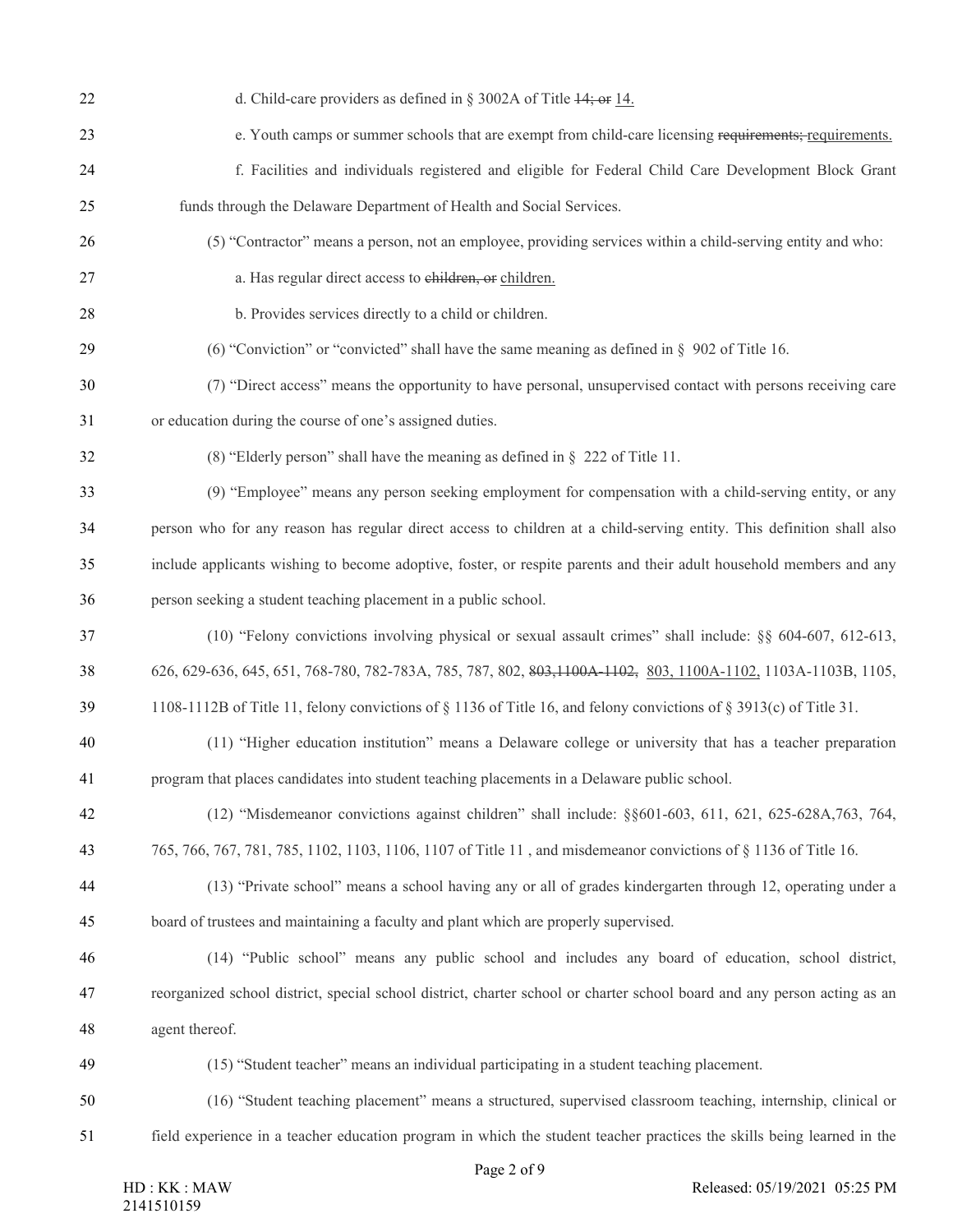d. Child-care providers as defined in § 3002A of Title ~~14; or~~ 14.

e. Youth camps or summer schools that are exempt from child-care licensing ~~requirements;~~ requirements.

f. Facilities and individuals registered and eligible for Federal Child Care Development Block Grant funds through the Delaware Department of Health and Social Services.

(5) "Contractor" means a person, not an employee, providing services within a child-serving entity and who:

a. Has regular direct access to ~~children, or~~ children.

b. Provides services directly to a child or children.

(6) "Conviction" or "convicted" shall have the same meaning as defined in § 902 of Title 16.

(7) "Direct access" means the opportunity to have personal, unsupervised contact with persons receiving care or education during the course of one's assigned duties.

(8) "Elderly person" shall have the meaning as defined in § 222 of Title 11.

(9) "Employee" means any person seeking employment for compensation with a child-serving entity, or any person who for any reason has regular direct access to children at a child-serving entity. This definition shall also include applicants wishing to become adoptive, foster, or respite parents and their adult household members and any person seeking a student teaching placement in a public school.

(10) "Felony convictions involving physical or sexual assault crimes" shall include: §§ 604-607, 612-613, 626, 629-636, 645, 651, 768-780, 782-783A, 785, 787, 802, ~~803,1100A-1102,~~ 803, 1100A-1102, 1103A-1103B, 1105, 1108-1112B of Title 11, felony convictions of § 1136 of Title 16, and felony convictions of § 3913(c) of Title 31.

(11) "Higher education institution" means a Delaware college or university that has a teacher preparation program that places candidates into student teaching placements in a Delaware public school.

(12) "Misdemeanor convictions against children" shall include: §§601-603, 611, 621, 625-628A,763, 764, 765, 766, 767, 781, 785, 1102, 1103, 1106, 1107 of Title 11 , and misdemeanor convictions of § 1136 of Title 16.

(13) "Private school" means a school having any or all of grades kindergarten through 12, operating under a board of trustees and maintaining a faculty and plant which are properly supervised.

(14) "Public school" means any public school and includes any board of education, school district, reorganized school district, special school district, charter school or charter school board and any person acting as an agent thereof.

(15) "Student teacher" means an individual participating in a student teaching placement.

(16) "Student teaching placement" means a structured, supervised classroom teaching, internship, clinical or field experience in a teacher education program in which the student teacher practices the skills being learned in the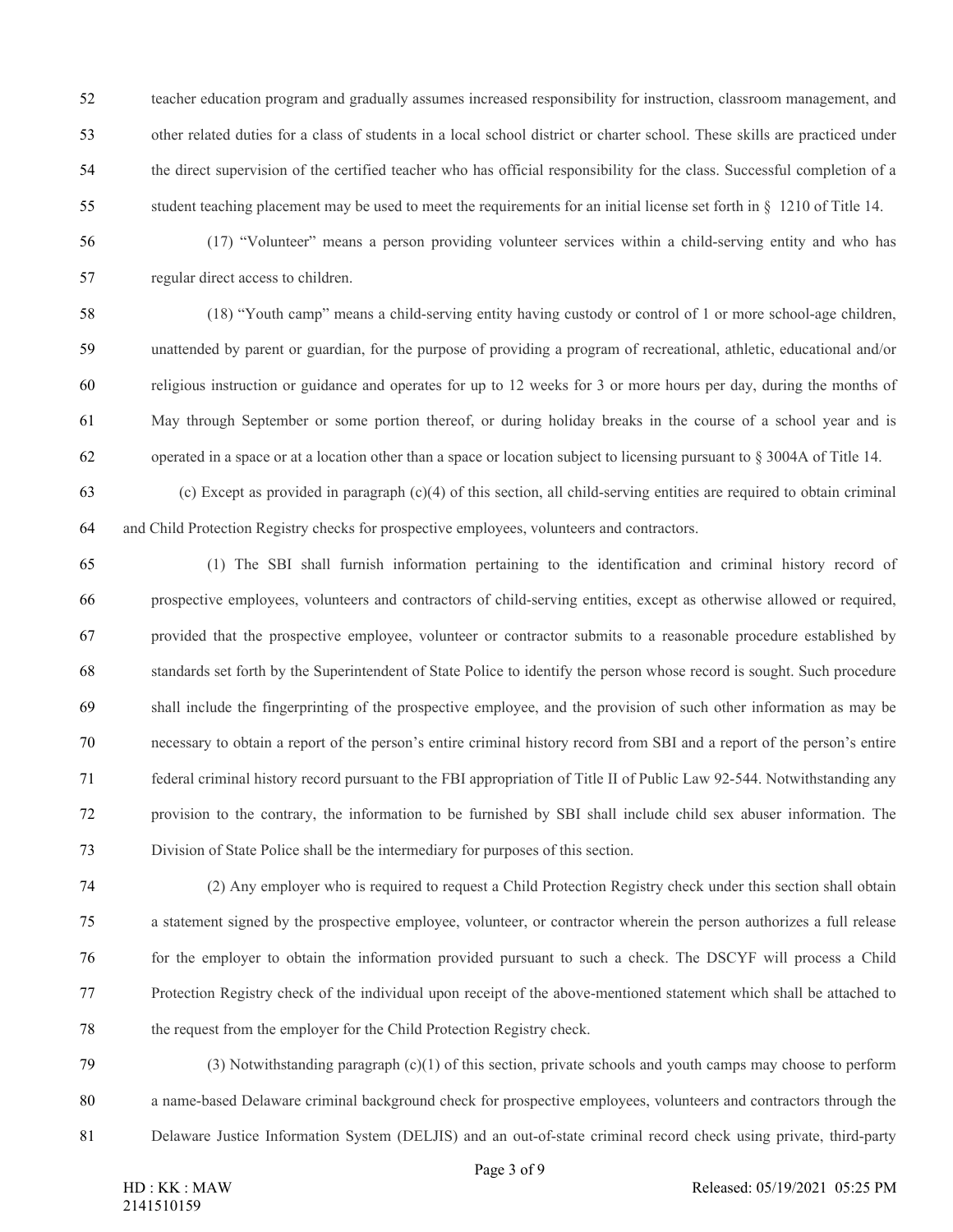teacher education program and gradually assumes increased responsibility for instruction, classroom management, and other related duties for a class of students in a local school district or charter school. These skills are practiced under the direct supervision of the certified teacher who has official responsibility for the class. Successful completion of a student teaching placement may be used to meet the requirements for an initial license set forth in § 1210 of Title 14.

(17) "Volunteer" means a person providing volunteer services within a child-serving entity and who has regular direct access to children.

(18) "Youth camp" means a child-serving entity having custody or control of 1 or more school-age children, unattended by parent or guardian, for the purpose of providing a program of recreational, athletic, educational and/or religious instruction or guidance and operates for up to 12 weeks for 3 or more hours per day, during the months of May through September or some portion thereof, or during holiday breaks in the course of a school year and is operated in a space or at a location other than a space or location subject to licensing pursuant to § 3004A of Title 14.

(c) Except as provided in paragraph (c)(4) of this section, all child-serving entities are required to obtain criminal and Child Protection Registry checks for prospective employees, volunteers and contractors.

(1) The SBI shall furnish information pertaining to the identification and criminal history record of prospective employees, volunteers and contractors of child-serving entities, except as otherwise allowed or required, provided that the prospective employee, volunteer or contractor submits to a reasonable procedure established by standards set forth by the Superintendent of State Police to identify the person whose record is sought. Such procedure shall include the fingerprinting of the prospective employee, and the provision of such other information as may be necessary to obtain a report of the person's entire criminal history record from SBI and a report of the person's entire federal criminal history record pursuant to the FBI appropriation of Title II of Public Law 92-544. Notwithstanding any provision to the contrary, the information to be furnished by SBI shall include child sex abuser information. The Division of State Police shall be the intermediary for purposes of this section.

(2) Any employer who is required to request a Child Protection Registry check under this section shall obtain a statement signed by the prospective employee, volunteer, or contractor wherein the person authorizes a full release for the employer to obtain the information provided pursuant to such a check. The DSCYF will process a Child Protection Registry check of the individual upon receipt of the above-mentioned statement which shall be attached to the request from the employer for the Child Protection Registry check.

(3) Notwithstanding paragraph (c)(1) of this section, private schools and youth camps may choose to perform a name-based Delaware criminal background check for prospective employees, volunteers and contractors through the Delaware Justice Information System (DELJIS) and an out-of-state criminal record check using private, third-party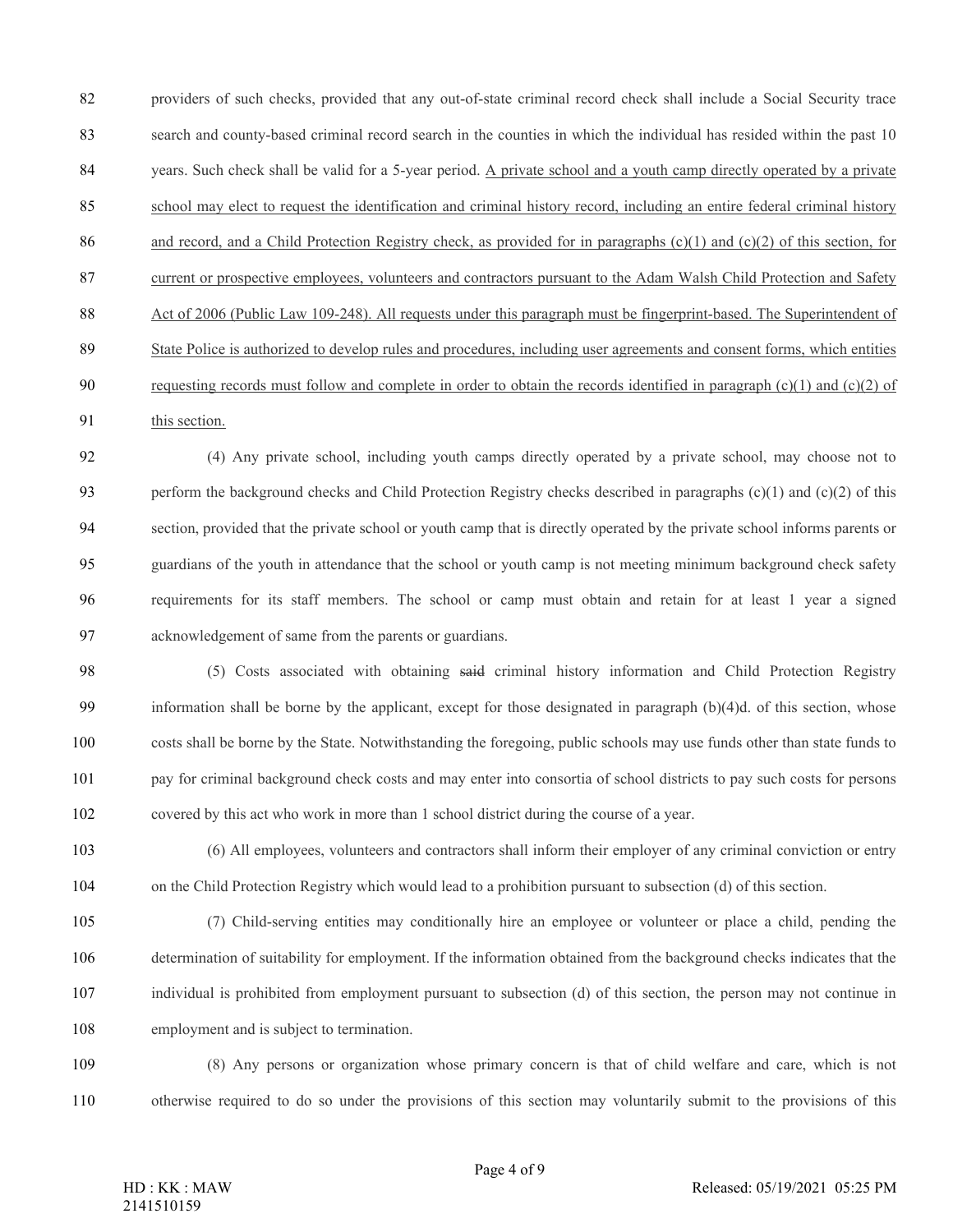providers of such checks, provided that any out-of-state criminal record check shall include a Social Security trace search and county-based criminal record search in the counties in which the individual has resided within the past 10 years. Such check shall be valid for a 5-year period. <u>A private school and a youth camp directly operated by a private school may elect to request the identification and criminal history record, including an entire federal criminal history and record, and a Child Protection Registry check, as provided for in paragraphs (c)(1) and (c)(2) of this section, for current or prospective employees, volunteers and contractors pursuant to the Adam Walsh Child Protection and Safety Act of 2006 (Public Law 109-248). All requests under this paragraph must be fingerprint-based. The Superintendent of State Police is authorized to develop rules and procedures, including user agreements and consent forms, which entities requesting records must follow and complete in order to obtain the records identified in paragraph (c)(1) and (c)(2) of this section.</u>

(4) Any private school, including youth camps directly operated by a private school, may choose not to perform the background checks and Child Protection Registry checks described in paragraphs (c)(1) and (c)(2) of this section, provided that the private school or youth camp that is directly operated by the private school informs parents or guardians of the youth in attendance that the school or youth camp is not meeting minimum background check safety requirements for its staff members. The school or camp must obtain and retain for at least 1 year a signed acknowledgement of same from the parents or guardians.

(5) Costs associated with obtaining ~~said~~ criminal history information and Child Protection Registry information shall be borne by the applicant, except for those designated in paragraph (b)(4)d. of this section, whose costs shall be borne by the State. Notwithstanding the foregoing, public schools may use funds other than state funds to pay for criminal background check costs and may enter into consortia of school districts to pay such costs for persons covered by this act who work in more than 1 school district during the course of a year.

(6) All employees, volunteers and contractors shall inform their employer of any criminal conviction or entry on the Child Protection Registry which would lead to a prohibition pursuant to subsection (d) of this section.

(7) Child-serving entities may conditionally hire an employee or volunteer or place a child, pending the determination of suitability for employment. If the information obtained from the background checks indicates that the individual is prohibited from employment pursuant to subsection (d) of this section, the person may not continue in employment and is subject to termination.

(8) Any persons or organization whose primary concern is that of child welfare and care, which is not otherwise required to do so under the provisions of this section may voluntarily submit to the provisions of this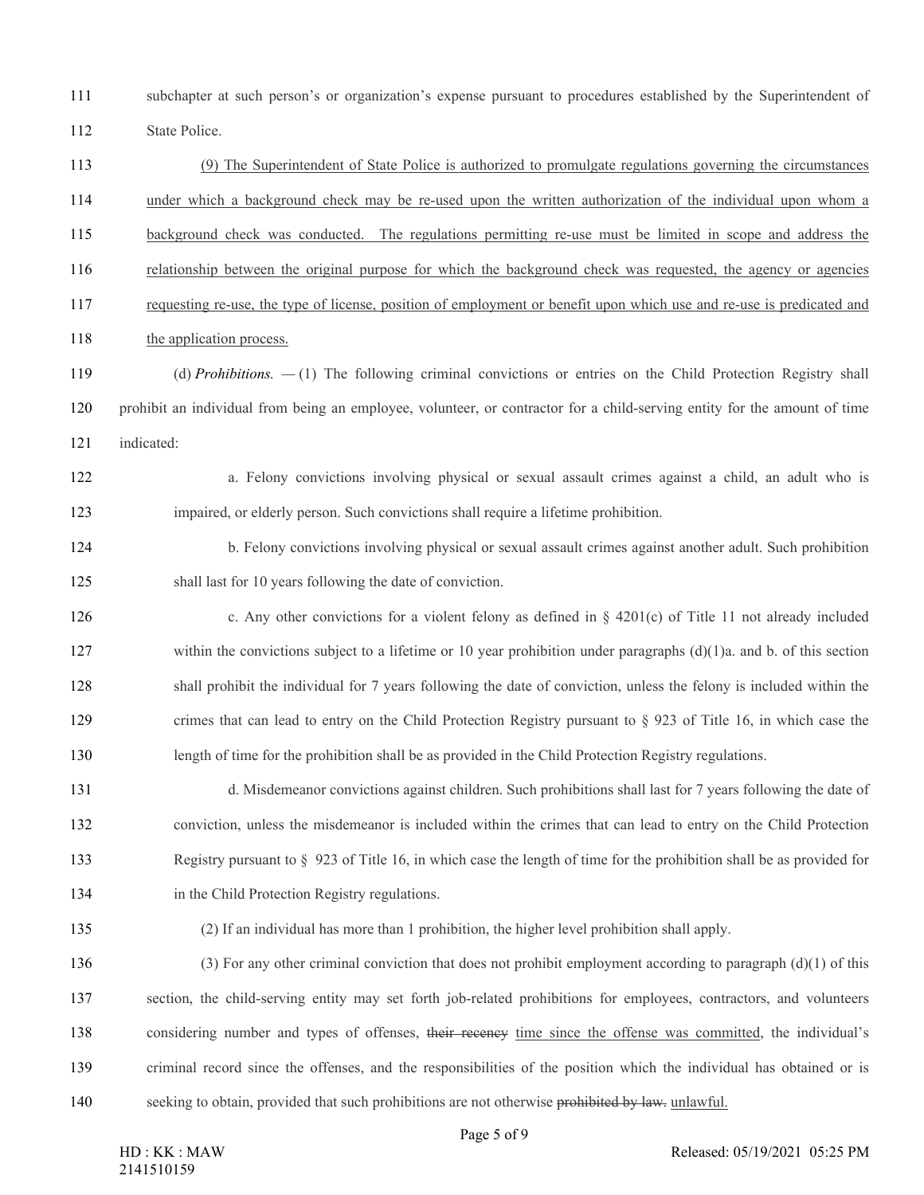subchapter at such person's or organization's expense pursuant to procedures established by the Superintendent of State Police.

<u>(9) The Superintendent of State Police is authorized to promulgate regulations governing the circumstances under which a background check may be re-used upon the written authorization of the individual upon whom a background check was conducted. The regulations permitting re-use must be limited in scope and address the relationship between the original purpose for which the background check was requested, the agency or agencies requesting re-use, the type of license, position of employment or benefit upon which use and re-use is predicated and the application process.</u>

(d) *Prohibitions.* — (1) The following criminal convictions or entries on the Child Protection Registry shall prohibit an individual from being an employee, volunteer, or contractor for a child-serving entity for the amount of time indicated:

a. Felony convictions involving physical or sexual assault crimes against a child, an adult who is impaired, or elderly person. Such convictions shall require a lifetime prohibition.

b. Felony convictions involving physical or sexual assault crimes against another adult. Such prohibition shall last for 10 years following the date of conviction.

c. Any other convictions for a violent felony as defined in § 4201(c) of Title 11 not already included within the convictions subject to a lifetime or 10 year prohibition under paragraphs (d)(1)a. and b. of this section shall prohibit the individual for 7 years following the date of conviction, unless the felony is included within the crimes that can lead to entry on the Child Protection Registry pursuant to § 923 of Title 16, in which case the length of time for the prohibition shall be as provided in the Child Protection Registry regulations.

d. Misdemeanor convictions against children. Such prohibitions shall last for 7 years following the date of conviction, unless the misdemeanor is included within the crimes that can lead to entry on the Child Protection Registry pursuant to § 923 of Title 16, in which case the length of time for the prohibition shall be as provided for in the Child Protection Registry regulations.

(2) If an individual has more than 1 prohibition, the higher level prohibition shall apply.

(3) For any other criminal conviction that does not prohibit employment according to paragraph (d)(1) of this section, the child-serving entity may set forth job-related prohibitions for employees, contractors, and volunteers considering number and types of offenses, ~~their recency~~ <u>time since the offense was committed</u>, the individual's criminal record since the offenses, and the responsibilities of the position which the individual has obtained or is seeking to obtain, provided that such prohibitions are not otherwise ~~prohibited by law.~~ <u>unlawful.</u>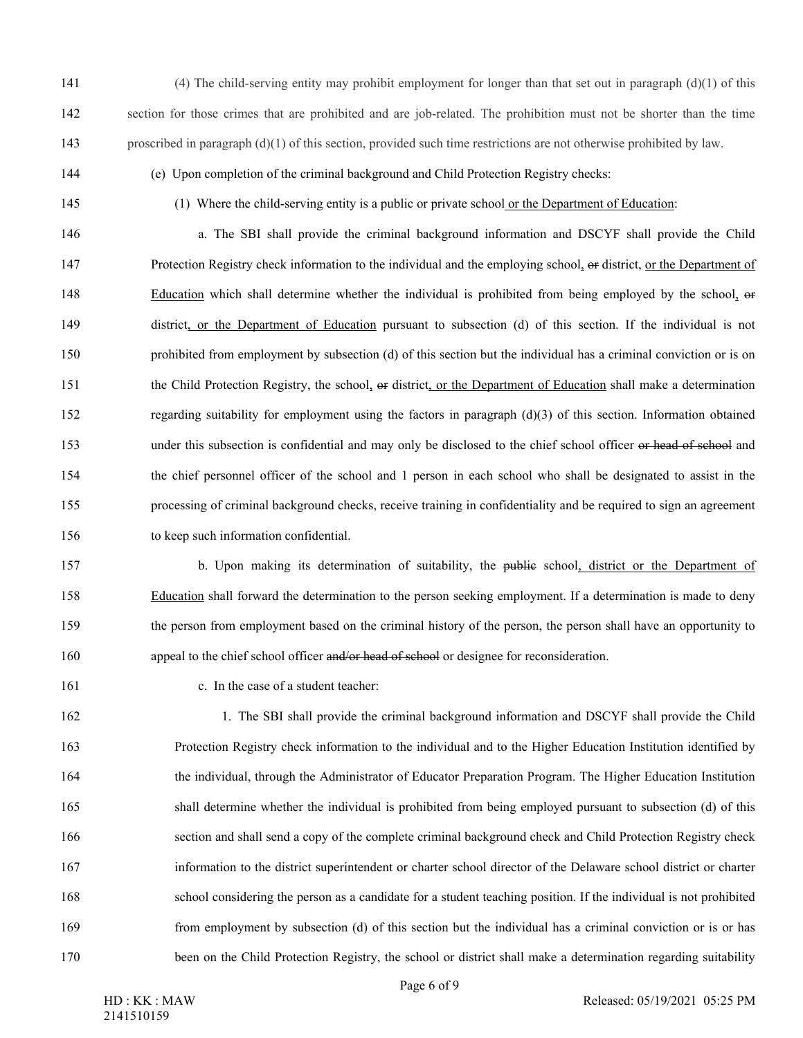141 (4) The child-serving entity may prohibit employment for longer than that set out in paragraph (d)(1) of this
142 section for those crimes that are prohibited and are job-related. The prohibition must not be shorter than the time
143 proscribed in paragraph (d)(1) of this section, provided such time restrictions are not otherwise prohibited by law.

144 (e) Upon completion of the criminal background and Child Protection Registry checks:

145 (1) Where the child-serving entity is a public or private school or the Department of Education:

146 a. The SBI shall provide the criminal background information and DSCYF shall provide the Child
147 Protection Registry check information to the individual and the employing school, ~~or~~ district, or the Department of
148 Education which shall determine whether the individual is prohibited from being employed by the school, ~~or~~
149 district, or the Department of Education pursuant to subsection (d) of this section. If the individual is not
150 prohibited from employment by subsection (d) of this section but the individual has a criminal conviction or is on
151 the Child Protection Registry, the school, ~~or~~ district, or the Department of Education shall make a determination
152 regarding suitability for employment using the factors in paragraph (d)(3) of this section. Information obtained
153 under this subsection is confidential and may only be disclosed to the chief school officer ~~or head of school~~ and
154 the chief personnel officer of the school and 1 person in each school who shall be designated to assist in the
155 processing of criminal background checks, receive training in confidentiality and be required to sign an agreement
156 to keep such information confidential.

157 b. Upon making its determination of suitability, the ~~public~~ school, district or the Department of
158 Education shall forward the determination to the person seeking employment. If a determination is made to deny
159 the person from employment based on the criminal history of the person, the person shall have an opportunity to
160 appeal to the chief school officer ~~and/or head of school~~ or designee for reconsideration.

161 c. In the case of a student teacher:

162 1. The SBI shall provide the criminal background information and DSCYF shall provide the Child
163 Protection Registry check information to the individual and to the Higher Education Institution identified by
164 the individual, through the Administrator of Educator Preparation Program. The Higher Education Institution
165 shall determine whether the individual is prohibited from being employed pursuant to subsection (d) of this
166 section and shall send a copy of the complete criminal background check and Child Protection Registry check
167 information to the district superintendent or charter school director of the Delaware school district or charter
168 school considering the person as a candidate for a student teaching position. If the individual is not prohibited
169 from employment by subsection (d) of this section but the individual has a criminal conviction or is or has
170 been on the Child Protection Registry, the school or district shall make a determination regarding suitability

HD : KK : MAW
2141510159

Released: 05/19/2021 05:25 PM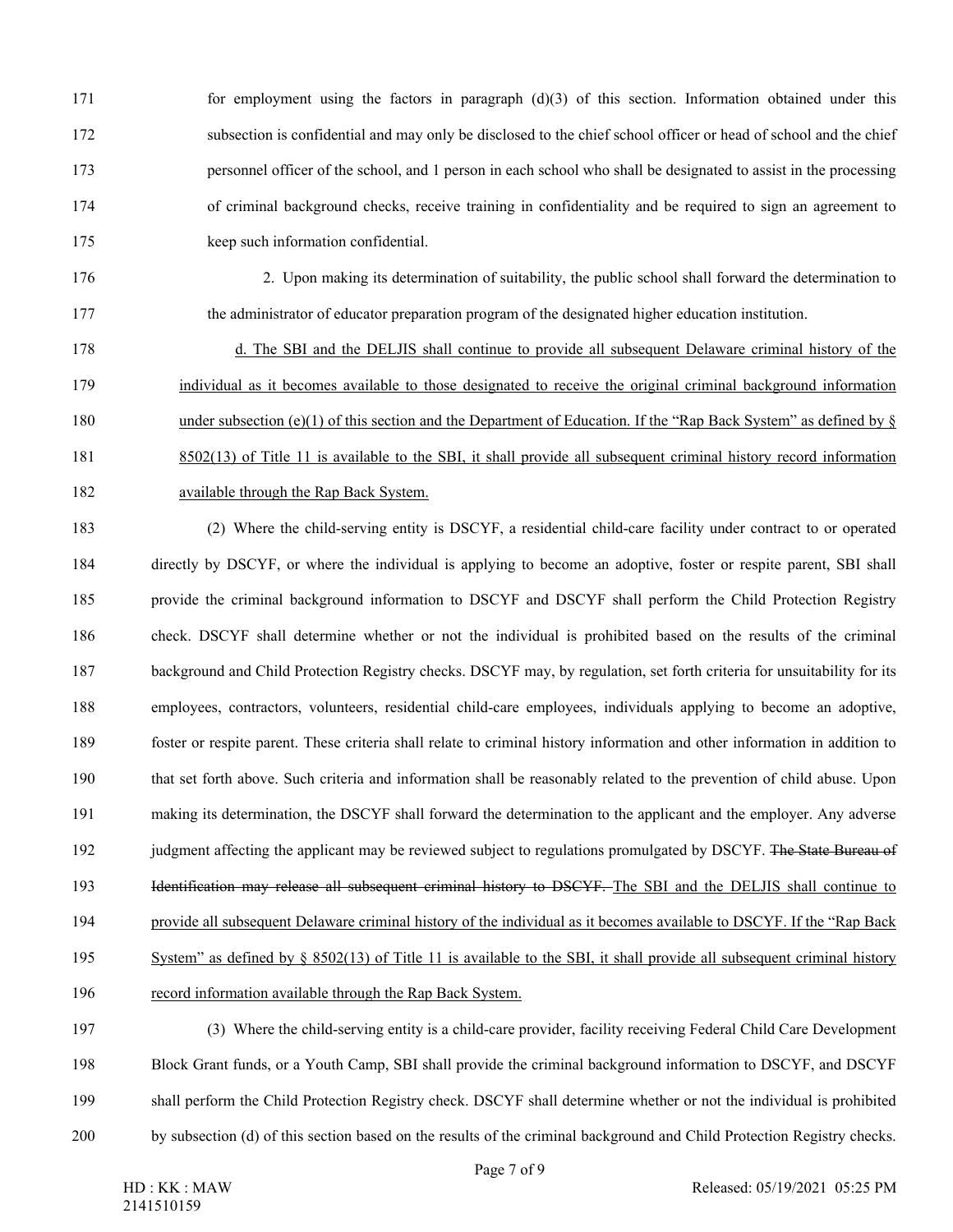for employment using the factors in paragraph (d)(3) of this section. Information obtained under this subsection is confidential and may only be disclosed to the chief school officer or head of school and the chief personnel officer of the school, and 1 person in each school who shall be designated to assist in the processing of criminal background checks, receive training in confidentiality and be required to sign an agreement to keep such information confidential.

2. Upon making its determination of suitability, the public school shall forward the determination to the administrator of educator preparation program of the designated higher education institution.

d. The SBI and the DELJIS shall continue to provide all subsequent Delaware criminal history of the individual as it becomes available to those designated to receive the original criminal background information under subsection (e)(1) of this section and the Department of Education. If the "Rap Back System" as defined by § 8502(13) of Title 11 is available to the SBI, it shall provide all subsequent criminal history record information available through the Rap Back System.

(2) Where the child-serving entity is DSCYF, a residential child-care facility under contract to or operated directly by DSCYF, or where the individual is applying to become an adoptive, foster or respite parent, SBI shall provide the criminal background information to DSCYF and DSCYF shall perform the Child Protection Registry check. DSCYF shall determine whether or not the individual is prohibited based on the results of the criminal background and Child Protection Registry checks. DSCYF may, by regulation, set forth criteria for unsuitability for its employees, contractors, volunteers, residential child-care employees, individuals applying to become an adoptive, foster or respite parent. These criteria shall relate to criminal history information and other information in addition to that set forth above. Such criteria and information shall be reasonably related to the prevention of child abuse. Upon making its determination, the DSCYF shall forward the determination to the applicant and the employer. Any adverse judgment affecting the applicant may be reviewed subject to regulations promulgated by DSCYF. ~~The State Bureau of Identification may release all subsequent criminal history to DSCYF.~~ The SBI and the DELJIS shall continue to provide all subsequent Delaware criminal history of the individual as it becomes available to DSCYF. If the "Rap Back System" as defined by § 8502(13) of Title 11 is available to the SBI, it shall provide all subsequent criminal history record information available through the Rap Back System.

(3) Where the child-serving entity is a child-care provider, facility receiving Federal Child Care Development Block Grant funds, or a Youth Camp, SBI shall provide the criminal background information to DSCYF, and DSCYF shall perform the Child Protection Registry check. DSCYF shall determine whether or not the individual is prohibited by subsection (d) of this section based on the results of the criminal background and Child Protection Registry checks.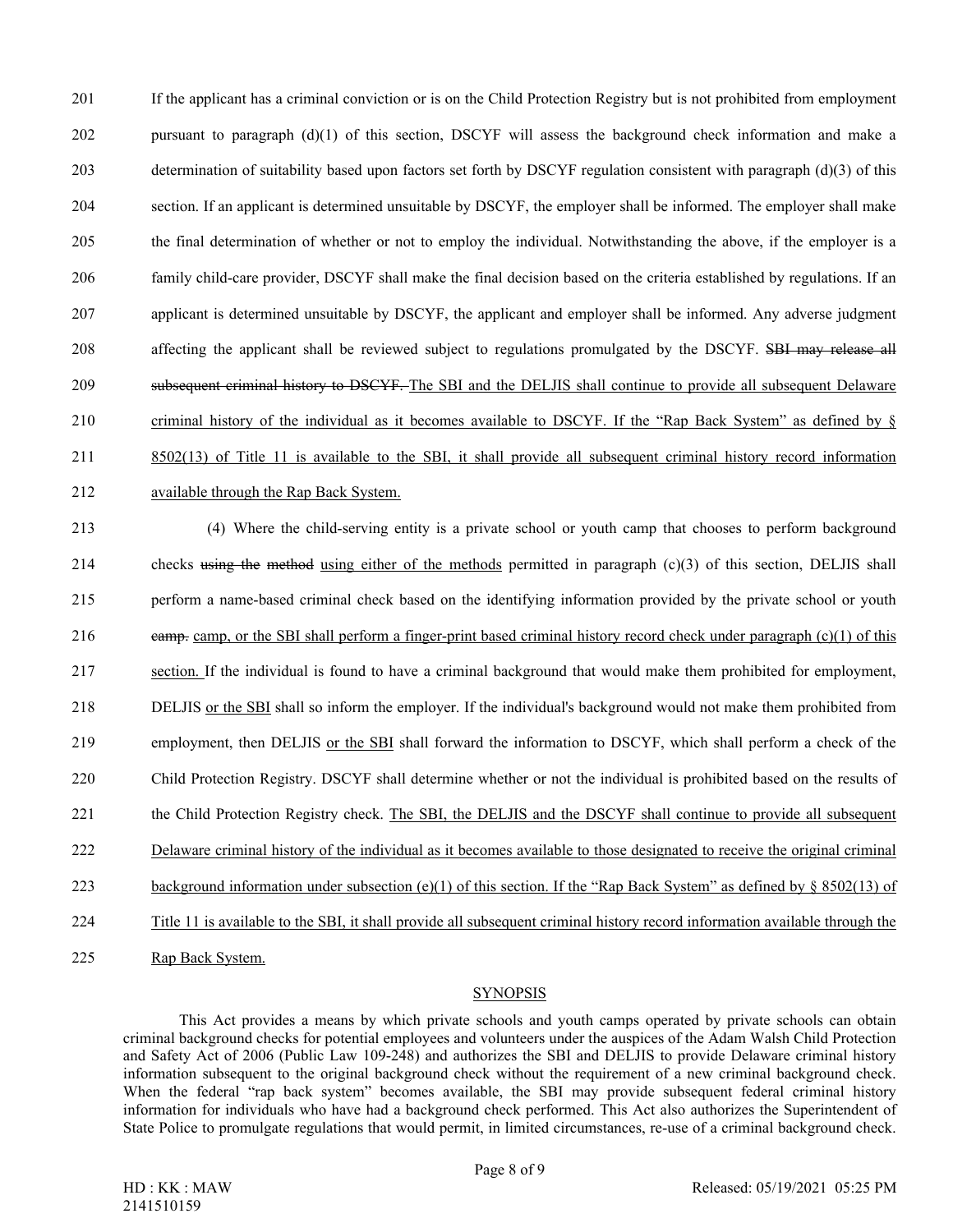201 If the applicant has a criminal conviction or is on the Child Protection Registry but is not prohibited from employment
202 pursuant to paragraph (d)(1) of this section, DSCYF will assess the background check information and make a
203 determination of suitability based upon factors set forth by DSCYF regulation consistent with paragraph (d)(3) of this
204 section. If an applicant is determined unsuitable by DSCYF, the employer shall be informed. The employer shall make
205 the final determination of whether or not to employ the individual. Notwithstanding the above, if the employer is a
206 family child-care provider, DSCYF shall make the final decision based on the criteria established by regulations. If an
207 applicant is determined unsuitable by DSCYF, the applicant and employer shall be informed. Any adverse judgment
208 affecting the applicant shall be reviewed subject to regulations promulgated by the DSCYF. ~~SBI may release all~~
209 ~~subsequent criminal history to DSCYF.~~ <u>The SBI and the DELJIS shall continue to provide all subsequent Delaware</u>
210 <u>criminal history of the individual as it becomes available to DSCYF. If the "Rap Back System" as defined by §</u>
211 <u>8502(13) of Title 11 is available to the SBI, it shall provide all subsequent criminal history record information</u>
212 <u>available through the Rap Back System.</u>

213 (4) Where the child-serving entity is a private school or youth camp that chooses to perform background
214 checks ~~using the method~~ <u>using either of the methods</u> permitted in paragraph (c)(3) of this section, DELJIS shall
215 perform a name-based criminal check based on the identifying information provided by the private school or youth
216 ~~camp.~~ <u>camp, or the SBI shall perform a finger-print based criminal history record check under paragraph (c)(1) of this</u>
217 <u>section.</u> If the individual is found to have a criminal background that would make them prohibited for employment,
218 DELJIS <u>or the SBI</u> shall so inform the employer. If the individual's background would not make them prohibited from
219 employment, then DELJIS <u>or the SBI</u> shall forward the information to DSCYF, which shall perform a check of the
220 Child Protection Registry. DSCYF shall determine whether or not the individual is prohibited based on the results of
221 the Child Protection Registry check. <u>The SBI, the DELJIS and the DSCYF shall continue to provide all subsequent</u>
222 <u>Delaware criminal history of the individual as it becomes available to those designated to receive the original criminal</u>
223 <u>background information under subsection (e)(1) of this section. If the "Rap Back System" as defined by § 8502(13) of</u>
224 <u>Title 11 is available to the SBI, it shall provide all subsequent criminal history record information available through the</u>
225 <u>Rap Back System.</u>

## SYNOPSIS

This Act provides a means by which private schools and youth camps operated by private schools can obtain criminal background checks for potential employees and volunteers under the auspices of the Adam Walsh Child Protection and Safety Act of 2006 (Public Law 109-248) and authorizes the SBI and DELJIS to provide Delaware criminal history information subsequent to the original background check without the requirement of a new criminal background check. When the federal "rap back system" becomes available, the SBI may provide subsequent federal criminal history information for individuals who have had a background check performed. This Act also authorizes the Superintendent of State Police to promulgate regulations that would permit, in limited circumstances, re-use of a criminal background check.

HD : KK : MAW
2141510159

Released: 05/19/2021 05:25 PM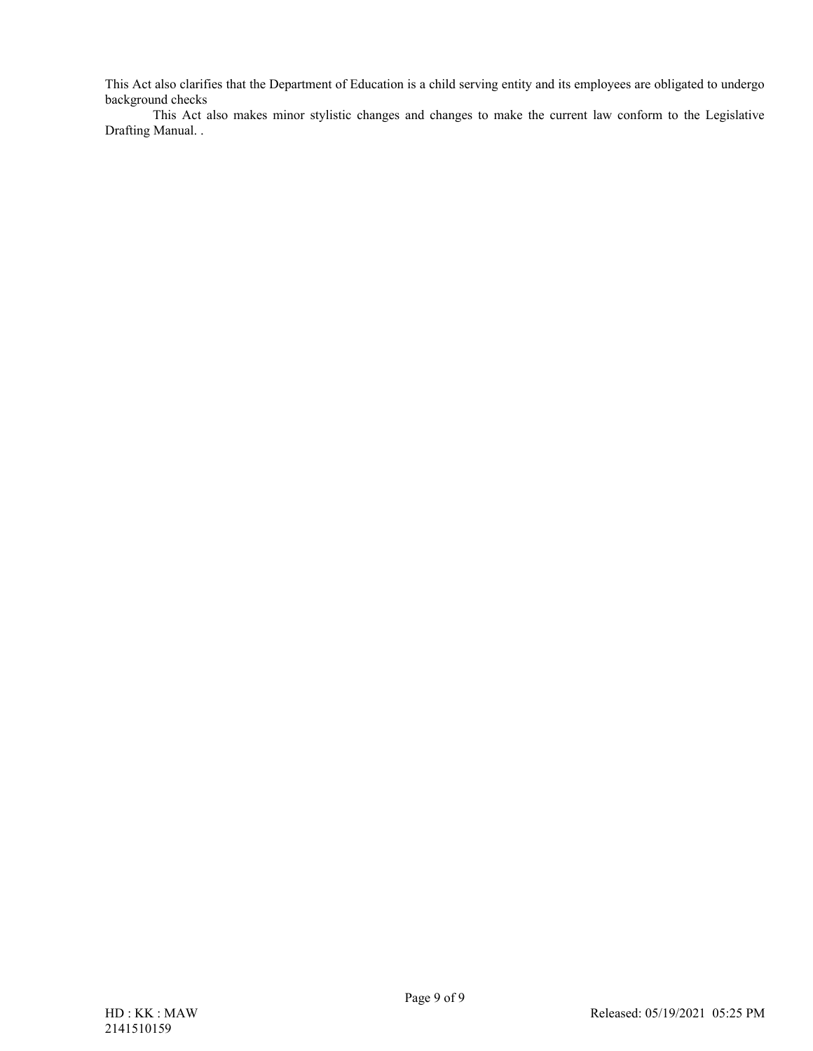This Act also clarifies that the Department of Education is a child serving entity and its employees are obligated to undergo background checks

This Act also makes minor stylistic changes and changes to make the current law conform to the Legislative Drafting Manual. .